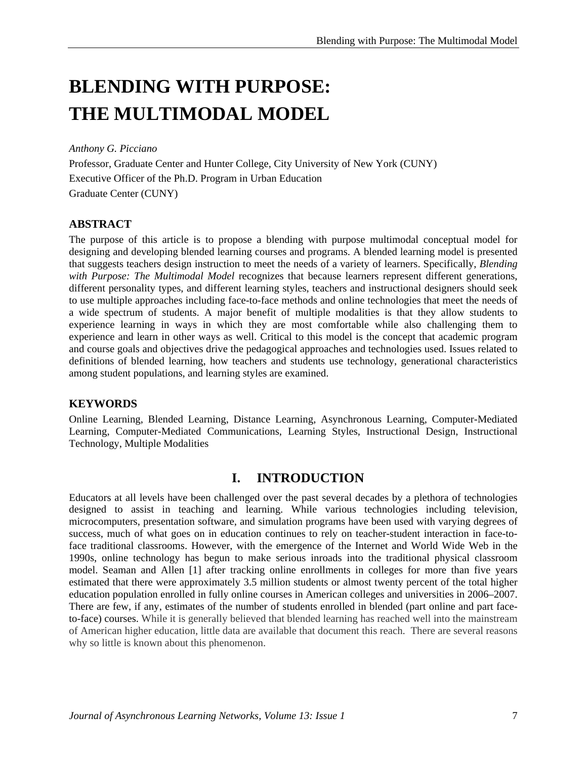# BLENDING WITH PURPOSE: THE MULTIMODAL MODEL

*Anthony G. Picciano*

Professor, Graduate Center and Hunter College, City University of New York (CUNY)

Executive Officer of the Ph.D. Program in Urban Education

Graduate Center (CUNY)

## ABSTRACT

The purpose of this article is to propose a blending with purpose multimodal conceptual model for designing and developing blended learning courses and programs. A blended learning model is presented that suggests teachers design instruction to meet the needs of a variety of learners. Specifically, *Blending with Purpose: The Multimodal Model* recognizes that because learners represent different generations, different personality types, and different learning styles, teachers and instructional designers should seek to use multiple approaches including face-to-face methods and online technologies that meet the needs of a wide spectrum of students. A major benefit of multiple modalities is that they allow students to experience learning in ways in which they are most comfortable while also challenging them to experience and learn in other ways as well. Critical to this model is the concept that academic program and course goals and objectives drive the pedagogical approaches and technologies used. Issues related to definitions of blended learning, how teachers and students use technology, generational characteristics among student populations, and learning styles are examined.

## KEYWORDS

Online Learning, Blended Learning, Distance Learning, Asynchronous Learning, Computer-Mediated Learning, Computer-Mediated Communications, Learning Styles, Instructional Design, Instructional Technology, Multiple Modalities

## I. INTRODUCTION

Educators at all levels have been challenged over the past several decades by a plethora of technologies designed to assist in teaching and learning. While various technologies including television, microcomputers, presentation software, and simulation programs have been used with varying degrees of success, much of what goes on in education continues to rely on teacher-student interaction in face-to-face traditional classrooms. However, with the emergence of the Internet and World Wide Web in the 1990s, online technology has begun to make serious inroads into the traditional physical classroom model. Seaman and Allen [1] after tracking online enrollments in colleges for more than five years estimated that there were approximately 3.5 million students or almost twenty percent of the total higher education population enrolled in fully online courses in American colleges and universities in 2006–2007. There are few, if any, estimates of the number of students enrolled in blended (part online and part face-to-face) courses. While it is generally believed that blended learning has reached well into the mainstream of American higher education, little data are available that document this reach. There are several reasons why so little is known about this phenomenon.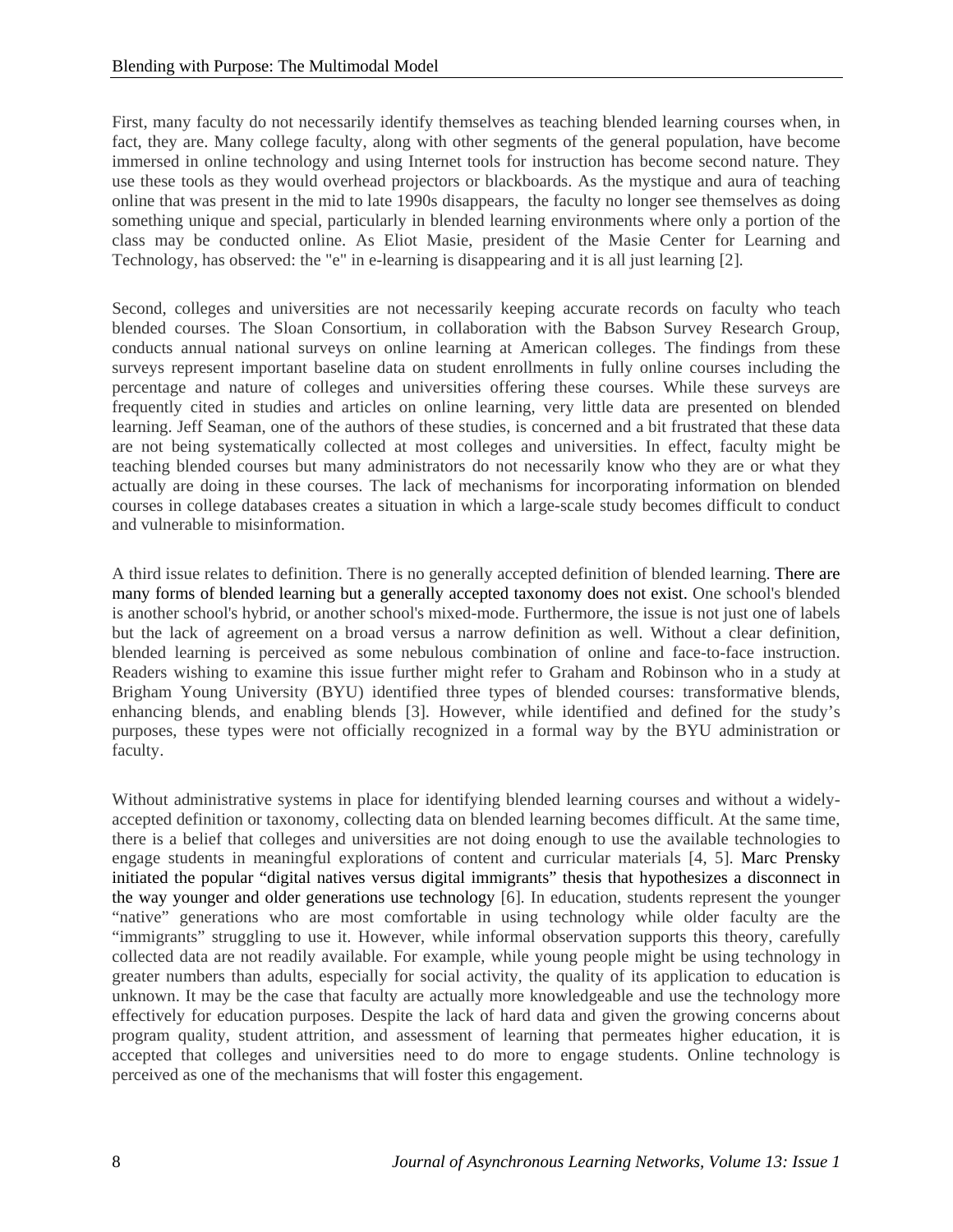First, many faculty do not necessarily identify themselves as teaching blended learning courses when, in fact, they are. Many college faculty, along with other segments of the general population, have become immersed in online technology and using Internet tools for instruction has become second nature. They use these tools as they would overhead projectors or blackboards. As the mystique and aura of teaching online that was present in the mid to late 1990s disappears, the faculty no longer see themselves as doing something unique and special, particularly in blended learning environments where only a portion of the class may be conducted online. As Eliot Masie, president of the Masie Center for Learning and Technology, has observed: the "e" in e-learning is disappearing and it is all just learning [2].

Second, colleges and universities are not necessarily keeping accurate records on faculty who teach blended courses. The Sloan Consortium, in collaboration with the Babson Survey Research Group, conducts annual national surveys on online learning at American colleges. The findings from these surveys represent important baseline data on student enrollments in fully online courses including the percentage and nature of colleges and universities offering these courses. While these surveys are frequently cited in studies and articles on online learning, very little data are presented on blended learning. Jeff Seaman, one of the authors of these studies, is concerned and a bit frustrated that these data are not being systematically collected at most colleges and universities. In effect, faculty might be teaching blended courses but many administrators do not necessarily know who they are or what they actually are doing in these courses. The lack of mechanisms for incorporating information on blended courses in college databases creates a situation in which a large-scale study becomes difficult to conduct and vulnerable to misinformation.

A third issue relates to definition. There is no generally accepted definition of blended learning. There are many forms of blended learning but a generally accepted taxonomy does not exist. One school's blended is another school's hybrid, or another school's mixed-mode. Furthermore, the issue is not just one of labels but the lack of agreement on a broad versus a narrow definition as well. Without a clear definition, blended learning is perceived as some nebulous combination of online and face-to-face instruction. Readers wishing to examine this issue further might refer to Graham and Robinson who in a study at Brigham Young University (BYU) identified three types of blended courses: transformative blends, enhancing blends, and enabling blends [3]. However, while identified and defined for the study's purposes, these types were not officially recognized in a formal way by the BYU administration or faculty.

Without administrative systems in place for identifying blended learning courses and without a widely-accepted definition or taxonomy, collecting data on blended learning becomes difficult. At the same time, there is a belief that colleges and universities are not doing enough to use the available technologies to engage students in meaningful explorations of content and curricular materials [4, 5]. Marc Prensky initiated the popular "digital natives versus digital immigrants" thesis that hypothesizes a disconnect in the way younger and older generations use technology [6]. In education, students represent the younger "native" generations who are most comfortable in using technology while older faculty are the "immigrants" struggling to use it. However, while informal observation supports this theory, carefully collected data are not readily available. For example, while young people might be using technology in greater numbers than adults, especially for social activity, the quality of its application to education is unknown. It may be the case that faculty are actually more knowledgeable and use the technology more effectively for education purposes. Despite the lack of hard data and given the growing concerns about program quality, student attrition, and assessment of learning that permeates higher education, it is accepted that colleges and universities need to do more to engage students. Online technology is perceived as one of the mechanisms that will foster this engagement.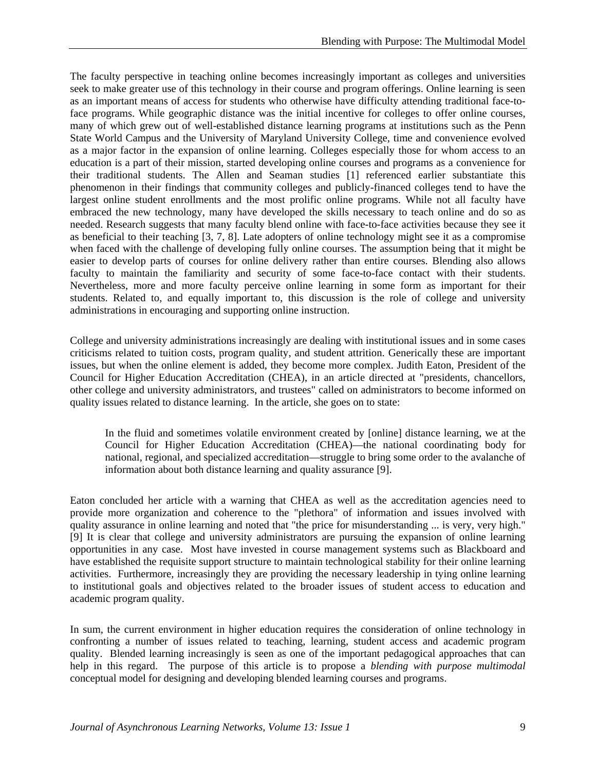The faculty perspective in teaching online becomes increasingly important as colleges and universities seek to make greater use of this technology in their course and program offerings. Online learning is seen as an important means of access for students who otherwise have difficulty attending traditional face-to-face programs. While geographic distance was the initial incentive for colleges to offer online courses, many of which grew out of well-established distance learning programs at institutions such as the Penn State World Campus and the University of Maryland University College, time and convenience evolved as a major factor in the expansion of online learning. Colleges especially those for whom access to an education is a part of their mission, started developing online courses and programs as a convenience for their traditional students. The Allen and Seaman studies [1] referenced earlier substantiate this phenomenon in their findings that community colleges and publicly-financed colleges tend to have the largest online student enrollments and the most prolific online programs. While not all faculty have embraced the new technology, many have developed the skills necessary to teach online and do so as needed. Research suggests that many faculty blend online with face-to-face activities because they see it as beneficial to their teaching [3, 7, 8]. Late adopters of online technology might see it as a compromise when faced with the challenge of developing fully online courses. The assumption being that it might be easier to develop parts of courses for online delivery rather than entire courses. Blending also allows faculty to maintain the familiarity and security of some face-to-face contact with their students. Nevertheless, more and more faculty perceive online learning in some form as important for their students. Related to, and equally important to, this discussion is the role of college and university administrations in encouraging and supporting online instruction.

College and university administrations increasingly are dealing with institutional issues and in some cases criticisms related to tuition costs, program quality, and student attrition. Generically these are important issues, but when the online element is added, they become more complex. Judith Eaton, President of the Council for Higher Education Accreditation (CHEA), in an article directed at "presidents, chancellors, other college and university administrators, and trustees" called on administrators to become informed on quality issues related to distance learning. In the article, she goes on to state:

> In the fluid and sometimes volatile environment created by [online] distance learning, we at the Council for Higher Education Accreditation (CHEA)—the national coordinating body for national, regional, and specialized accreditation—struggle to bring some order to the avalanche of information about both distance learning and quality assurance [9].

Eaton concluded her article with a warning that CHEA as well as the accreditation agencies need to provide more organization and coherence to the "plethora" of information and issues involved with quality assurance in online learning and noted that "the price for misunderstanding ... is very, very high." [9] It is clear that college and university administrators are pursuing the expansion of online learning opportunities in any case. Most have invested in course management systems such as Blackboard and have established the requisite support structure to maintain technological stability for their online learning activities. Furthermore, increasingly they are providing the necessary leadership in tying online learning to institutional goals and objectives related to the broader issues of student access to education and academic program quality.

In sum, the current environment in higher education requires the consideration of online technology in confronting a number of issues related to teaching, learning, student access and academic program quality. Blended learning increasingly is seen as one of the important pedagogical approaches that can help in this regard. The purpose of this article is to propose a *blending with purpose multimodal* conceptual model for designing and developing blended learning courses and programs.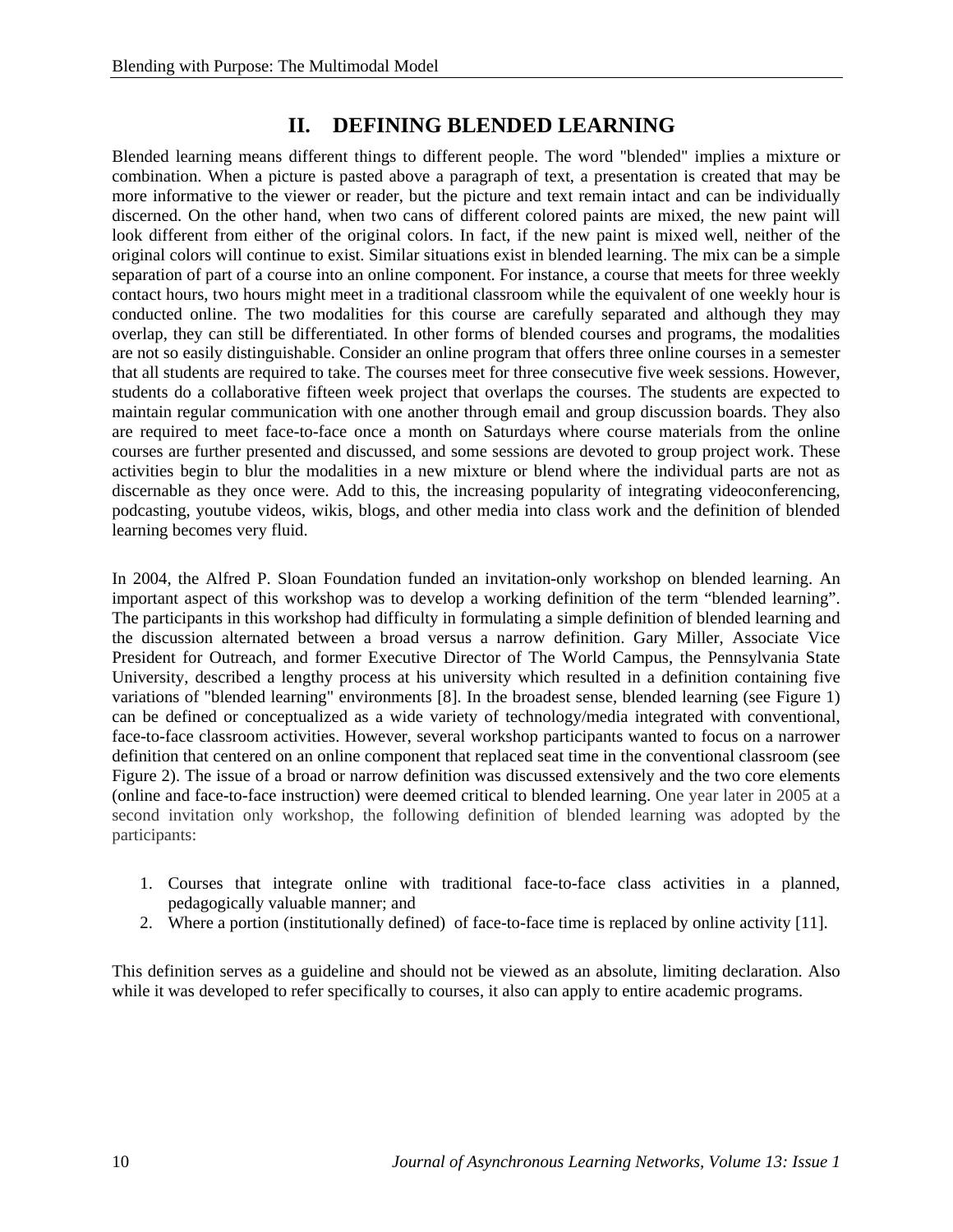## II. DEFINING BLENDED LEARNING

Blended learning means different things to different people. The word "blended" implies a mixture or combination. When a picture is pasted above a paragraph of text, a presentation is created that may be more informative to the viewer or reader, but the picture and text remain intact and can be individually discerned. On the other hand, when two cans of different colored paints are mixed, the new paint will look different from either of the original colors. In fact, if the new paint is mixed well, neither of the original colors will continue to exist. Similar situations exist in blended learning. The mix can be a simple separation of part of a course into an online component. For instance, a course that meets for three weekly contact hours, two hours might meet in a traditional classroom while the equivalent of one weekly hour is conducted online. The two modalities for this course are carefully separated and although they may overlap, they can still be differentiated. In other forms of blended courses and programs, the modalities are not so easily distinguishable. Consider an online program that offers three online courses in a semester that all students are required to take. The courses meet for three consecutive five week sessions. However, students do a collaborative fifteen week project that overlaps the courses. The students are expected to maintain regular communication with one another through email and group discussion boards. They also are required to meet face-to-face once a month on Saturdays where course materials from the online courses are further presented and discussed, and some sessions are devoted to group project work. These activities begin to blur the modalities in a new mixture or blend where the individual parts are not as discernable as they once were. Add to this, the increasing popularity of integrating videoconferencing, podcasting, youtube videos, wikis, blogs, and other media into class work and the definition of blended learning becomes very fluid.

In 2004, the Alfred P. Sloan Foundation funded an invitation-only workshop on blended learning. An important aspect of this workshop was to develop a working definition of the term "blended learning". The participants in this workshop had difficulty in formulating a simple definition of blended learning and the discussion alternated between a broad versus a narrow definition. Gary Miller, Associate Vice President for Outreach, and former Executive Director of The World Campus, the Pennsylvania State University, described a lengthy process at his university which resulted in a definition containing five variations of "blended learning" environments [8]. In the broadest sense, blended learning (see Figure 1) can be defined or conceptualized as a wide variety of technology/media integrated with conventional, face-to-face classroom activities. However, several workshop participants wanted to focus on a narrower definition that centered on an online component that replaced seat time in the conventional classroom (see Figure 2). The issue of a broad or narrow definition was discussed extensively and the two core elements (online and face-to-face instruction) were deemed critical to blended learning. One year later in 2005 at a second invitation only workshop, the following definition of blended learning was adopted by the participants:

1. Courses that integrate online with traditional face-to-face class activities in a planned, pedagogically valuable manner; and
2. Where a portion (institutionally defined) of face-to-face time is replaced by online activity [11].

This definition serves as a guideline and should not be viewed as an absolute, limiting declaration. Also while it was developed to refer specifically to courses, it also can apply to entire academic programs.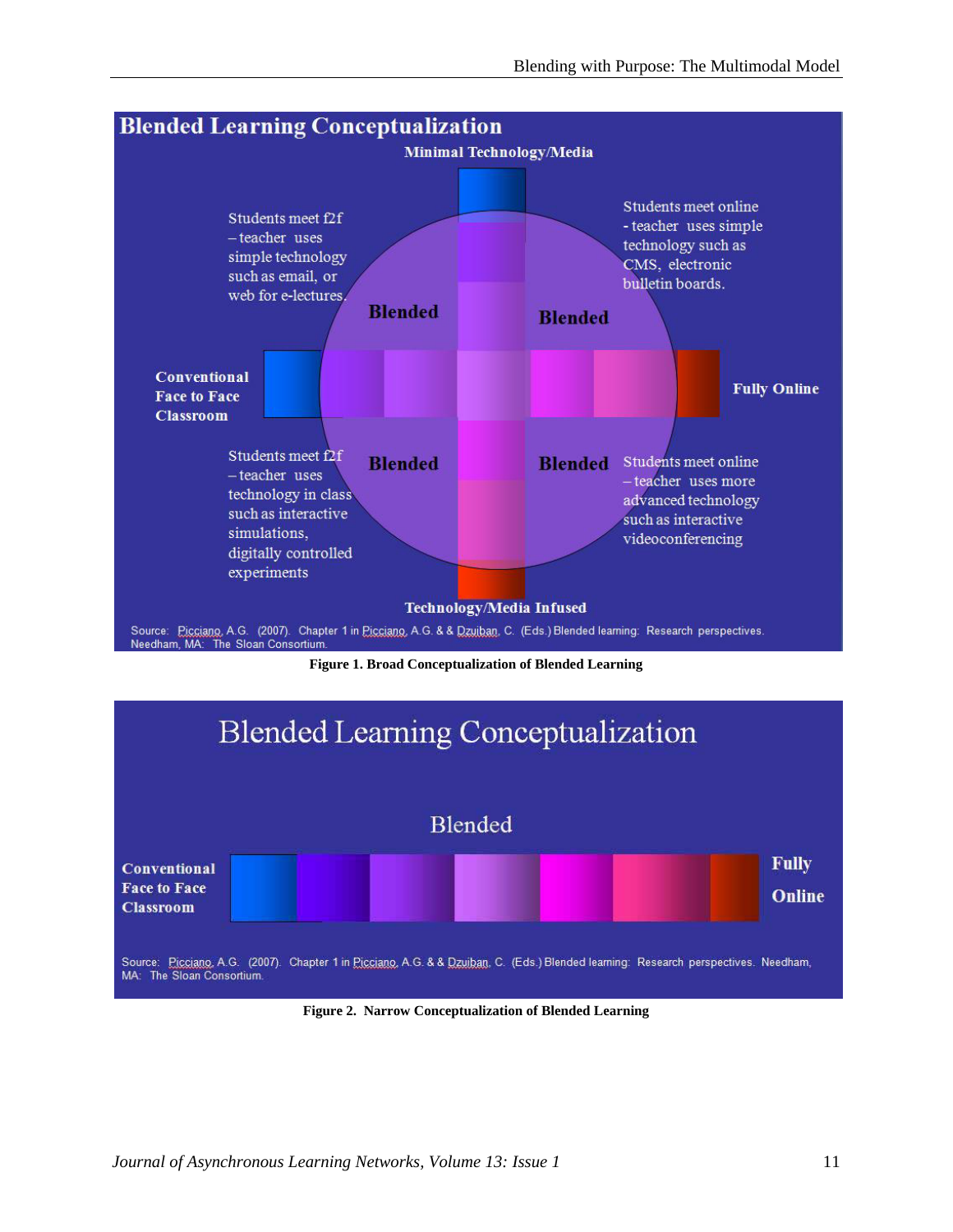**Blended Learning Conceptualization**

Minimal Technology/Media

Students meet f2f – teacher uses simple technology such as email, or web for e-lectures.

Students meet online - teacher uses simple technology such as CMS, electronic bulletin boards.

Blended

Blended

Conventional Face to Face Classroom

Fully Online

Students meet f2f – teacher uses technology in class such as interactive simulations, digitally controlled experiments

Blended

Blended

Students meet online – teacher uses more advanced technology such as interactive videoconferencing

Technology/Media Infused

Source: Picciano, A.G. (2007). Chapter 1 in Picciano, A.G. & & Dzuiban, C. (Eds.) Blended learning: Research perspectives. Needham, MA: The Sloan Consortium.

**Figure 1. Broad Conceptualization of Blended Learning**

Blended Learning Conceptualization

Blended

Conventional Face to Face Classroom

Fully Online

Source: Picciano, A.G. (2007). Chapter 1 in Picciano, A.G. & & Dzuiban, C. (Eds.) Blended learning: Research perspectives. Needham, MA: The Sloan Consortium.

**Figure 2. Narrow Conceptualization of Blended Learning**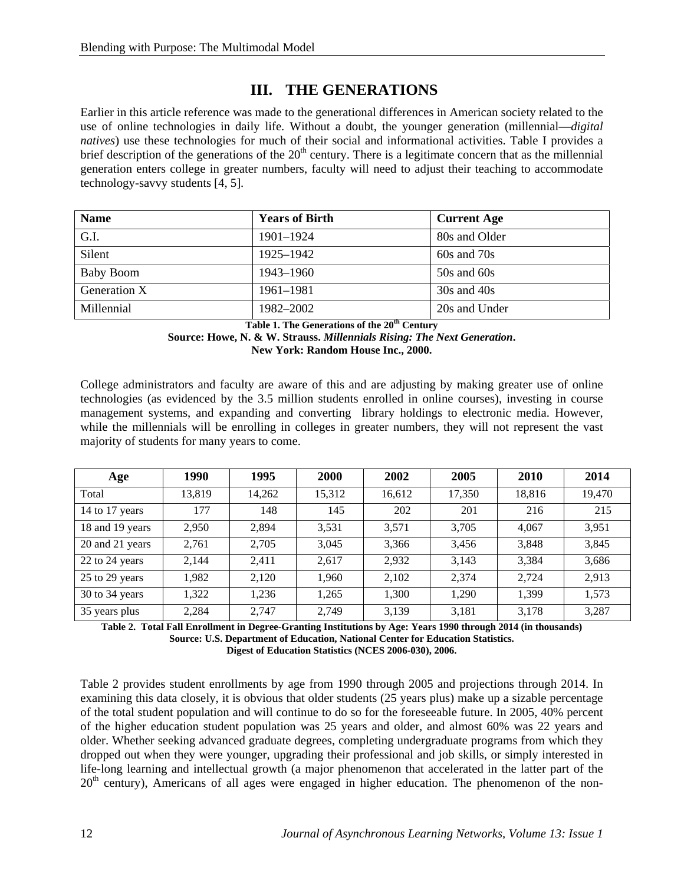## III. THE GENERATIONS

Earlier in this article reference was made to the generational differences in American society related to the use of online technologies in daily life. Without a doubt, the younger generation (millennial—*digital natives*) use these technologies for much of their social and informational activities. Table I provides a brief description of the generations of the 20th century. There is a legitimate concern that as the millennial generation enters college in greater numbers, faculty will need to adjust their teaching to accommodate technology-savvy students [4, 5].

| Name | Years of Birth | Current Age |
|---|---|---|
| G.I. | 1901–1924 | 80s and Older |
| Silent | 1925–1942 | 60s and 70s |
| Baby Boom | 1943–1960 | 50s and 60s |
| Generation X | 1961–1981 | 30s and 40s |
| Millennial | 1982–2002 | 20s and Under |

**Table 1. The Generations of the 20th Century**
**Source: Howe, N. & W. Strauss. *Millennials Rising: The Next Generation*. New York: Random House Inc., 2000.**

College administrators and faculty are aware of this and are adjusting by making greater use of online technologies (as evidenced by the 3.5 million students enrolled in online courses), investing in course management systems, and expanding and converting library holdings to electronic media. However, while the millennials will be enrolling in colleges in greater numbers, they will not represent the vast majority of students for many years to come.

| Age | 1990 | 1995 | 2000 | 2002 | 2005 | 2010 | 2014 |
|---|---|---|---|---|---|---|---|
| Total | 13,819 | 14,262 | 15,312 | 16,612 | 17,350 | 18,816 | 19,470 |
| 14 to 17 years | 177 | 148 | 145 | 202 | 201 | 216 | 215 |
| 18 and 19 years | 2,950 | 2,894 | 3,531 | 3,571 | 3,705 | 4,067 | 3,951 |
| 20 and 21 years | 2,761 | 2,705 | 3,045 | 3,366 | 3,456 | 3,848 | 3,845 |
| 22 to 24 years | 2,144 | 2,411 | 2,617 | 2,932 | 3,143 | 3,384 | 3,686 |
| 25 to 29 years | 1,982 | 2,120 | 1,960 | 2,102 | 2,374 | 2,724 | 2,913 |
| 30 to 34 years | 1,322 | 1,236 | 1,265 | 1,300 | 1,290 | 1,399 | 1,573 |
| 35 years plus | 2,284 | 2,747 | 2,749 | 3,139 | 3,181 | 3,178 | 3,287 |

**Table 2. Total Fall Enrollment in Degree-Granting Institutions by Age: Years 1990 through 2014 (in thousands)**
**Source: U.S. Department of Education, National Center for Education Statistics. Digest of Education Statistics (NCES 2006-030), 2006.**

Table 2 provides student enrollments by age from 1990 through 2005 and projections through 2014. In examining this data closely, it is obvious that older students (25 years plus) make up a sizable percentage of the total student population and will continue to do so for the foreseeable future. In 2005, 40% percent of the higher education student population was 25 years and older, and almost 60% was 22 years and older. Whether seeking advanced graduate degrees, completing undergraduate programs from which they dropped out when they were younger, upgrading their professional and job skills, or simply interested in life-long learning and intellectual growth (a major phenomenon that accelerated in the latter part of the 20th century), Americans of all ages were engaged in higher education. The phenomenon of the non-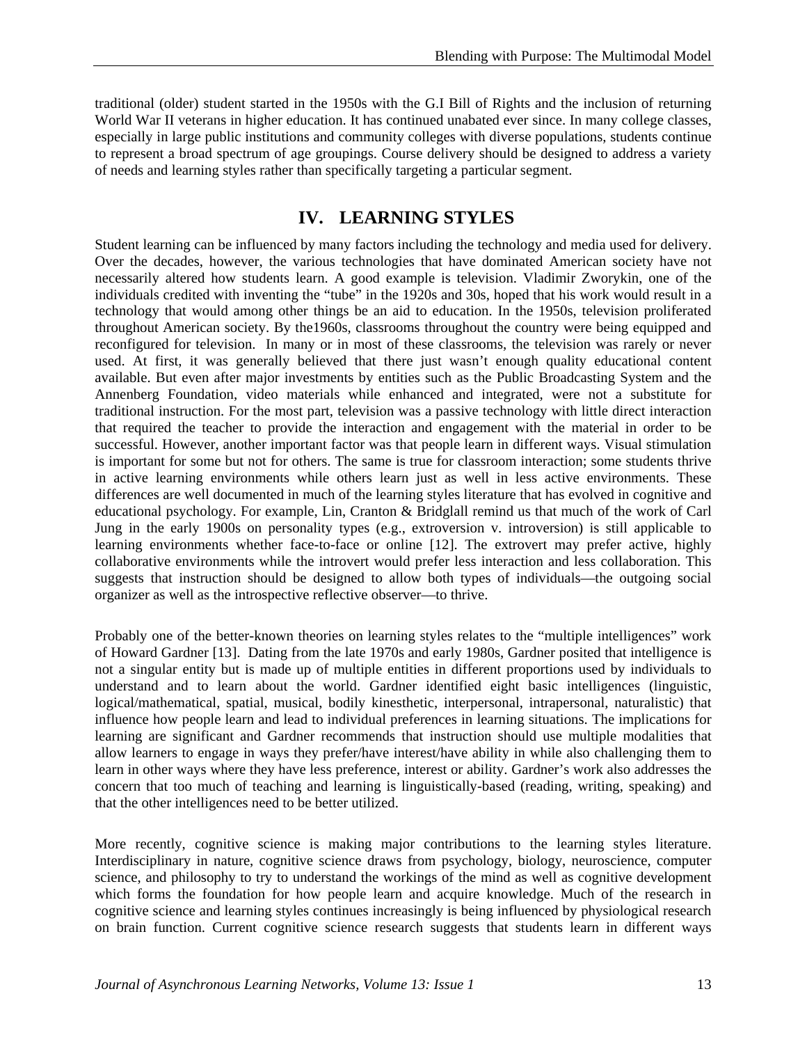traditional (older) student started in the 1950s with the G.I Bill of Rights and the inclusion of returning World War II veterans in higher education. It has continued unabated ever since. In many college classes, especially in large public institutions and community colleges with diverse populations, students continue to represent a broad spectrum of age groupings. Course delivery should be designed to address a variety of needs and learning styles rather than specifically targeting a particular segment.

## IV. LEARNING STYLES

Student learning can be influenced by many factors including the technology and media used for delivery. Over the decades, however, the various technologies that have dominated American society have not necessarily altered how students learn. A good example is television. Vladimir Zworykin, one of the individuals credited with inventing the "tube" in the 1920s and 30s, hoped that his work would result in a technology that would among other things be an aid to education. In the 1950s, television proliferated throughout American society. By the1960s, classrooms throughout the country were being equipped and reconfigured for television. In many or in most of these classrooms, the television was rarely or never used. At first, it was generally believed that there just wasn't enough quality educational content available. But even after major investments by entities such as the Public Broadcasting System and the Annenberg Foundation, video materials while enhanced and integrated, were not a substitute for traditional instruction. For the most part, television was a passive technology with little direct interaction that required the teacher to provide the interaction and engagement with the material in order to be successful. However, another important factor was that people learn in different ways. Visual stimulation is important for some but not for others. The same is true for classroom interaction; some students thrive in active learning environments while others learn just as well in less active environments. These differences are well documented in much of the learning styles literature that has evolved in cognitive and educational psychology. For example, Lin, Cranton & Bridglall remind us that much of the work of Carl Jung in the early 1900s on personality types (e.g., extroversion v. introversion) is still applicable to learning environments whether face-to-face or online [12]. The extrovert may prefer active, highly collaborative environments while the introvert would prefer less interaction and less collaboration. This suggests that instruction should be designed to allow both types of individuals—the outgoing social organizer as well as the introspective reflective observer—to thrive.

Probably one of the better-known theories on learning styles relates to the "multiple intelligences" work of Howard Gardner [13]. Dating from the late 1970s and early 1980s, Gardner posited that intelligence is not a singular entity but is made up of multiple entities in different proportions used by individuals to understand and to learn about the world. Gardner identified eight basic intelligences (linguistic, logical/mathematical, spatial, musical, bodily kinesthetic, interpersonal, intrapersonal, naturalistic) that influence how people learn and lead to individual preferences in learning situations. The implications for learning are significant and Gardner recommends that instruction should use multiple modalities that allow learners to engage in ways they prefer/have interest/have ability in while also challenging them to learn in other ways where they have less preference, interest or ability. Gardner's work also addresses the concern that too much of teaching and learning is linguistically-based (reading, writing, speaking) and that the other intelligences need to be better utilized.

More recently, cognitive science is making major contributions to the learning styles literature. Interdisciplinary in nature, cognitive science draws from psychology, biology, neuroscience, computer science, and philosophy to try to understand the workings of the mind as well as cognitive development which forms the foundation for how people learn and acquire knowledge. Much of the research in cognitive science and learning styles continues increasingly is being influenced by physiological research on brain function. Current cognitive science research suggests that students learn in different ways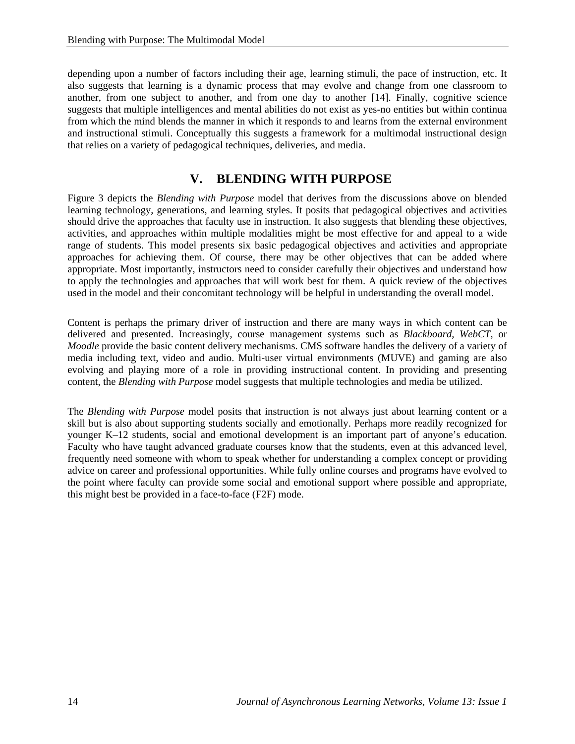depending upon a number of factors including their age, learning stimuli, the pace of instruction, etc. It also suggests that learning is a dynamic process that may evolve and change from one classroom to another, from one subject to another, and from one day to another [14]. Finally, cognitive science suggests that multiple intelligences and mental abilities do not exist as yes-no entities but within continua from which the mind blends the manner in which it responds to and learns from the external environment and instructional stimuli. Conceptually this suggests a framework for a multimodal instructional design that relies on a variety of pedagogical techniques, deliveries, and media.

## V. BLENDING WITH PURPOSE

Figure 3 depicts the *Blending with Purpose* model that derives from the discussions above on blended learning technology, generations, and learning styles. It posits that pedagogical objectives and activities should drive the approaches that faculty use in instruction. It also suggests that blending these objectives, activities, and approaches within multiple modalities might be most effective for and appeal to a wide range of students. This model presents six basic pedagogical objectives and activities and appropriate approaches for achieving them. Of course, there may be other objectives that can be added where appropriate. Most importantly, instructors need to consider carefully their objectives and understand how to apply the technologies and approaches that will work best for them. A quick review of the objectives used in the model and their concomitant technology will be helpful in understanding the overall model.

Content is perhaps the primary driver of instruction and there are many ways in which content can be delivered and presented. Increasingly, course management systems such as *Blackboard*, *WebCT*, or *Moodle* provide the basic content delivery mechanisms. CMS software handles the delivery of a variety of media including text, video and audio. Multi-user virtual environments (MUVE) and gaming are also evolving and playing more of a role in providing instructional content. In providing and presenting content, the *Blending with Purpose* model suggests that multiple technologies and media be utilized.

The *Blending with Purpose* model posits that instruction is not always just about learning content or a skill but is also about supporting students socially and emotionally. Perhaps more readily recognized for younger K–12 students, social and emotional development is an important part of anyone's education. Faculty who have taught advanced graduate courses know that the students, even at this advanced level, frequently need someone with whom to speak whether for understanding a complex concept or providing advice on career and professional opportunities. While fully online courses and programs have evolved to the point where faculty can provide some social and emotional support where possible and appropriate, this might best be provided in a face-to-face (F2F) mode.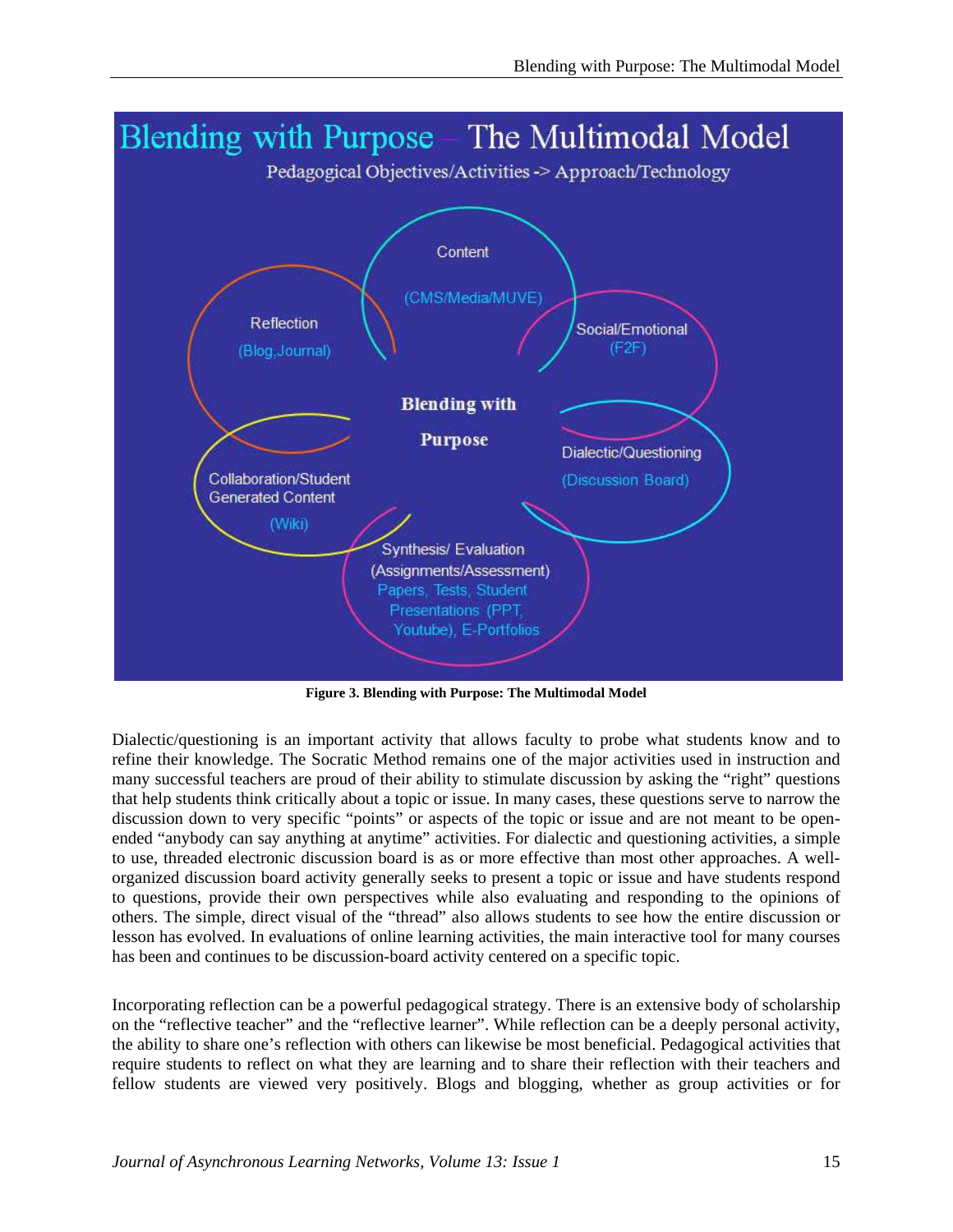**Figure 3. Blending with Purpose: The Multimodal Model**

Dialectic/questioning is an important activity that allows faculty to probe what students know and to refine their knowledge. The Socratic Method remains one of the major activities used in instruction and many successful teachers are proud of their ability to stimulate discussion by asking the "right" questions that help students think critically about a topic or issue. In many cases, these questions serve to narrow the discussion down to very specific "points" or aspects of the topic or issue and are not meant to be open-ended "anybody can say anything at anytime" activities. For dialectic and questioning activities, a simple to use, threaded electronic discussion board is as or more effective than most other approaches. A well-organized discussion board activity generally seeks to present a topic or issue and have students respond to questions, provide their own perspectives while also evaluating and responding to the opinions of others. The simple, direct visual of the "thread" also allows students to see how the entire discussion or lesson has evolved. In evaluations of online learning activities, the main interactive tool for many courses has been and continues to be discussion-board activity centered on a specific topic.

Incorporating reflection can be a powerful pedagogical strategy. There is an extensive body of scholarship on the "reflective teacher" and the "reflective learner". While reflection can be a deeply personal activity, the ability to share one's reflection with others can likewise be most beneficial. Pedagogical activities that require students to reflect on what they are learning and to share their reflection with their teachers and fellow students are viewed very positively. Blogs and blogging, whether as group activities or for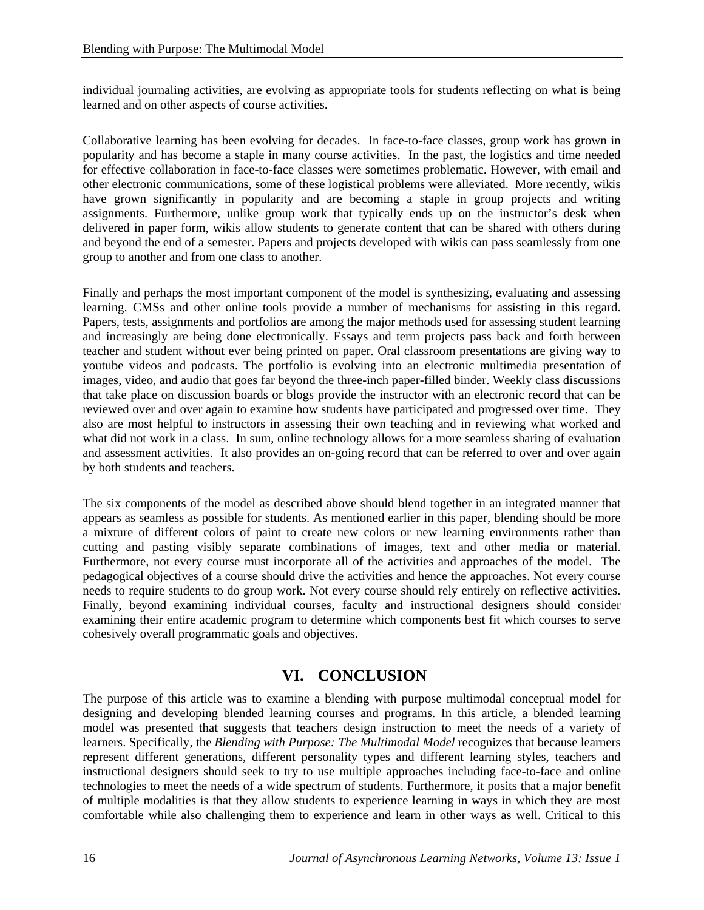individual journaling activities, are evolving as appropriate tools for students reflecting on what is being learned and on other aspects of course activities.

Collaborative learning has been evolving for decades. In face-to-face classes, group work has grown in popularity and has become a staple in many course activities. In the past, the logistics and time needed for effective collaboration in face-to-face classes were sometimes problematic. However, with email and other electronic communications, some of these logistical problems were alleviated. More recently, wikis have grown significantly in popularity and are becoming a staple in group projects and writing assignments. Furthermore, unlike group work that typically ends up on the instructor's desk when delivered in paper form, wikis allow students to generate content that can be shared with others during and beyond the end of a semester. Papers and projects developed with wikis can pass seamlessly from one group to another and from one class to another.

Finally and perhaps the most important component of the model is synthesizing, evaluating and assessing learning. CMSs and other online tools provide a number of mechanisms for assisting in this regard. Papers, tests, assignments and portfolios are among the major methods used for assessing student learning and increasingly are being done electronically. Essays and term projects pass back and forth between teacher and student without ever being printed on paper. Oral classroom presentations are giving way to youtube videos and podcasts. The portfolio is evolving into an electronic multimedia presentation of images, video, and audio that goes far beyond the three-inch paper-filled binder. Weekly class discussions that take place on discussion boards or blogs provide the instructor with an electronic record that can be reviewed over and over again to examine how students have participated and progressed over time. They also are most helpful to instructors in assessing their own teaching and in reviewing what worked and what did not work in a class. In sum, online technology allows for a more seamless sharing of evaluation and assessment activities. It also provides an on-going record that can be referred to over and over again by both students and teachers.

The six components of the model as described above should blend together in an integrated manner that appears as seamless as possible for students. As mentioned earlier in this paper, blending should be more a mixture of different colors of paint to create new colors or new learning environments rather than cutting and pasting visibly separate combinations of images, text and other media or material. Furthermore, not every course must incorporate all of the activities and approaches of the model. The pedagogical objectives of a course should drive the activities and hence the approaches. Not every course needs to require students to do group work. Not every course should rely entirely on reflective activities. Finally, beyond examining individual courses, faculty and instructional designers should consider examining their entire academic program to determine which components best fit which courses to serve cohesively overall programmatic goals and objectives.

## VI. CONCLUSION

The purpose of this article was to examine a blending with purpose multimodal conceptual model for designing and developing blended learning courses and programs. In this article, a blended learning model was presented that suggests that teachers design instruction to meet the needs of a variety of learners. Specifically, the *Blending with Purpose: The Multimodal Model* recognizes that because learners represent different generations, different personality types and different learning styles, teachers and instructional designers should seek to try to use multiple approaches including face-to-face and online technologies to meet the needs of a wide spectrum of students. Furthermore, it posits that a major benefit of multiple modalities is that they allow students to experience learning in ways in which they are most comfortable while also challenging them to experience and learn in other ways as well. Critical to this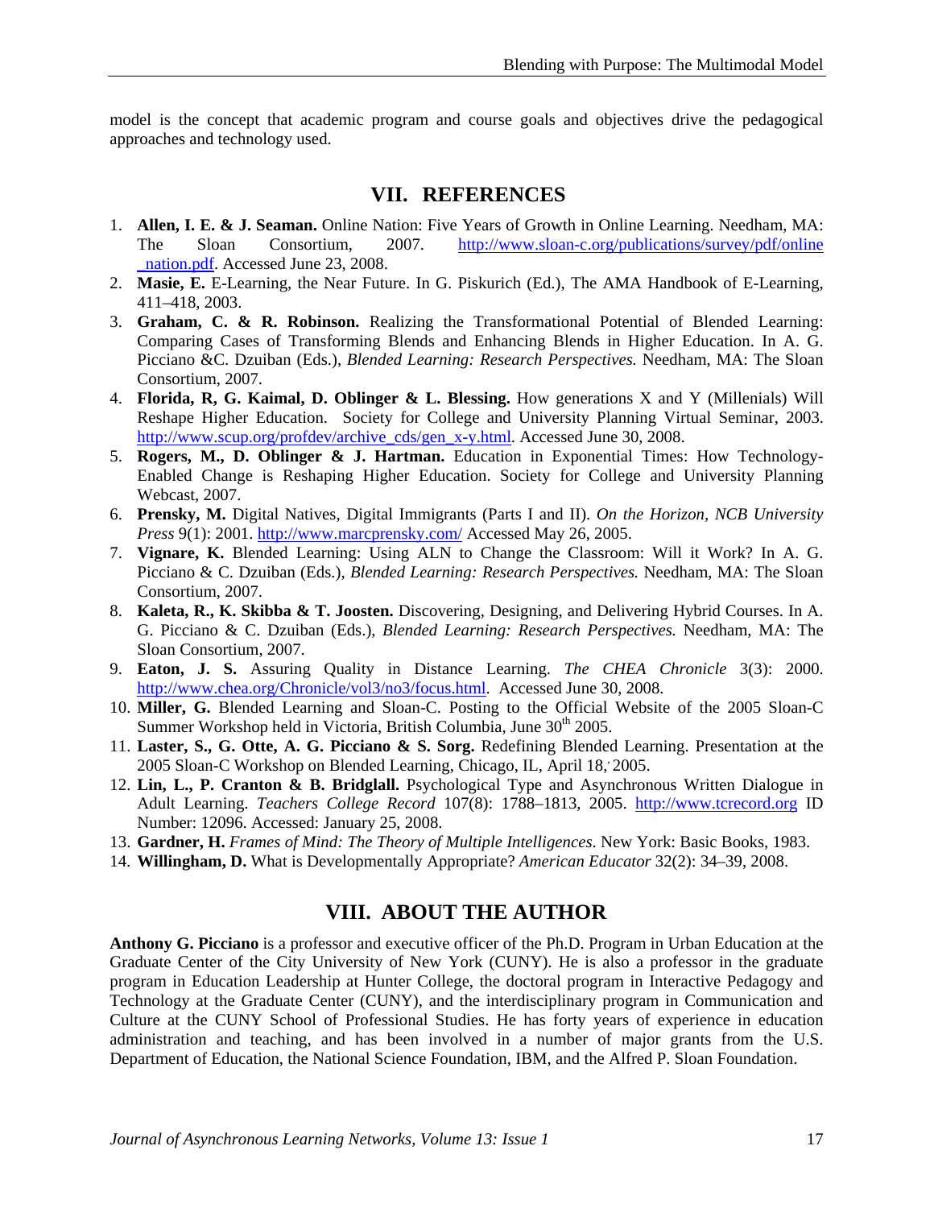model is the concept that academic program and course goals and objectives drive the pedagogical approaches and technology used.

## VII. REFERENCES

1. **Allen, I. E. & J. Seaman.** Online Nation: Five Years of Growth in Online Learning. Needham, MA: The Sloan Consortium, 2007. http://www.sloan-c.org/publications/survey/pdf/online_nation.pdf. Accessed June 23, 2008.
2. **Masie, E.** E-Learning, the Near Future. In G. Piskurich (Ed.), The AMA Handbook of E-Learning, 411–418, 2003.
3. **Graham, C. & R. Robinson.** Realizing the Transformational Potential of Blended Learning: Comparing Cases of Transforming Blends and Enhancing Blends in Higher Education. In A. G. Picciano &C. Dzuiban (Eds.), *Blended Learning: Research Perspectives.* Needham, MA: The Sloan Consortium, 2007.
4. **Florida, R, G. Kaimal, D. Oblinger & L. Blessing.** How generations X and Y (Millenials) Will Reshape Higher Education. Society for College and University Planning Virtual Seminar, 2003. http://www.scup.org/profdev/archive_cds/gen_x-y.html. Accessed June 30, 2008.
5. **Rogers, M., D. Oblinger & J. Hartman.** Education in Exponential Times: How Technology-Enabled Change is Reshaping Higher Education. Society for College and University Planning Webcast, 2007.
6. **Prensky, M.** Digital Natives, Digital Immigrants (Parts I and II). *On the Horizon, NCB University Press* 9(1): 2001. http://www.marcprensky.com/ Accessed May 26, 2005.
7. **Vignare, K.** Blended Learning: Using ALN to Change the Classroom: Will it Work? In A. G. Picciano & C. Dzuiban (Eds.), *Blended Learning: Research Perspectives.* Needham, MA: The Sloan Consortium, 2007.
8. **Kaleta, R., K. Skibba & T. Joosten.** Discovering, Designing, and Delivering Hybrid Courses. In A. G. Picciano & C. Dzuiban (Eds.), *Blended Learning: Research Perspectives.* Needham, MA: The Sloan Consortium, 2007.
9. **Eaton, J. S.** Assuring Quality in Distance Learning. *The CHEA Chronicle* 3(3): 2000. http://www.chea.org/Chronicle/vol3/no3/focus.html. Accessed June 30, 2008.
10. **Miller, G.** Blended Learning and Sloan-C. Posting to the Official Website of the 2005 Sloan-C Summer Workshop held in Victoria, British Columbia, June 30th 2005.
11. **Laster, S., G. Otte, A. G. Picciano & S. Sorg.** Redefining Blended Learning. Presentation at the 2005 Sloan-C Workshop on Blended Learning, Chicago, IL, April 18, 2005.
12. **Lin, L., P. Cranton & B. Bridglall.** Psychological Type and Asynchronous Written Dialogue in Adult Learning. *Teachers College Record* 107(8): 1788–1813, 2005. http://www.tcrecord.org ID Number: 12096. Accessed: January 25, 2008.
13. **Gardner, H.** *Frames of Mind: The Theory of Multiple Intelligences*. New York: Basic Books, 1983.
14. **Willingham, D.** What is Developmentally Appropriate? *American Educator* 32(2): 34–39, 2008.

## VIII. ABOUT THE AUTHOR

**Anthony G. Picciano** is a professor and executive officer of the Ph.D. Program in Urban Education at the Graduate Center of the City University of New York (CUNY). He is also a professor in the graduate program in Education Leadership at Hunter College, the doctoral program in Interactive Pedagogy and Technology at the Graduate Center (CUNY), and the interdisciplinary program in Communication and Culture at the CUNY School of Professional Studies. He has forty years of experience in education administration and teaching, and has been involved in a number of major grants from the U.S. Department of Education, the National Science Foundation, IBM, and the Alfred P. Sloan Foundation.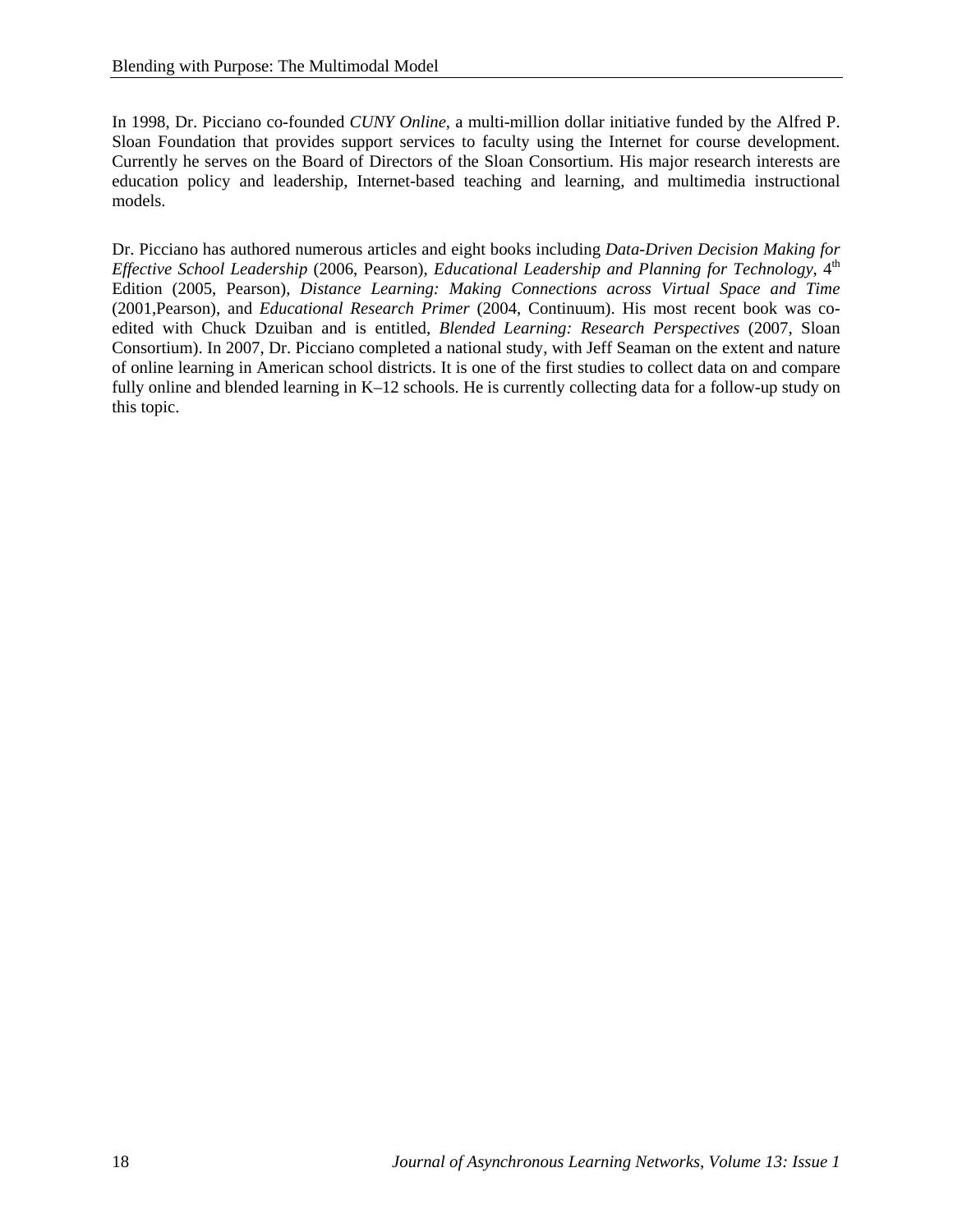In 1998, Dr. Picciano co-founded *CUNY Online*, a multi-million dollar initiative funded by the Alfred P. Sloan Foundation that provides support services to faculty using the Internet for course development. Currently he serves on the Board of Directors of the Sloan Consortium. His major research interests are education policy and leadership, Internet-based teaching and learning, and multimedia instructional models.

Dr. Picciano has authored numerous articles and eight books including *Data-Driven Decision Making for Effective School Leadership* (2006, Pearson), *Educational Leadership and Planning for Technology*, 4th Edition (2005, Pearson), *Distance Learning: Making Connections across Virtual Space and Time* (2001,Pearson), and *Educational Research Primer* (2004, Continuum). His most recent book was co-edited with Chuck Dzuiban and is entitled, *Blended Learning: Research Perspectives* (2007, Sloan Consortium). In 2007, Dr. Picciano completed a national study, with Jeff Seaman on the extent and nature of online learning in American school districts. It is one of the first studies to collect data on and compare fully online and blended learning in K–12 schools. He is currently collecting data for a follow-up study on this topic.